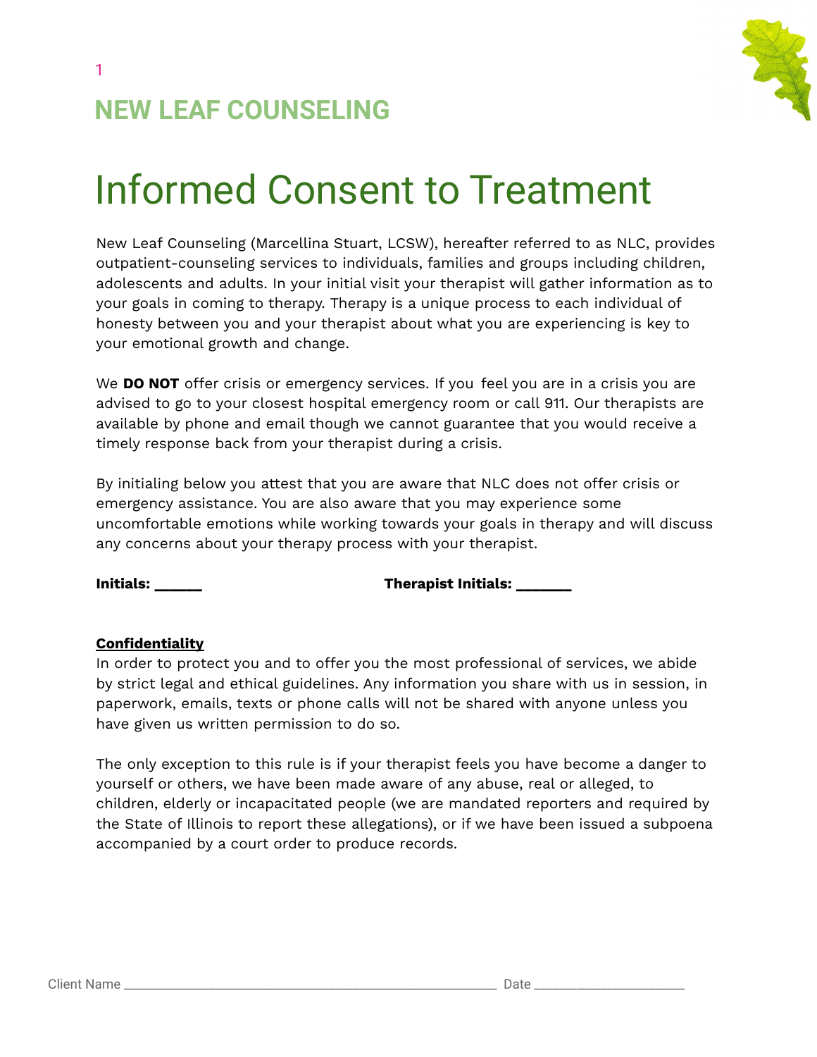## NEW LEAF COUNSELING

# Informed Consent to Treatment

New Leaf Counseling (Marcellina Stuart, LCSW), hereafter referred to as NLC, provides outpatient-counseling services to individuals, families and groups including children, adolescents and adults. In your initial visit your therapist will gather information as to your goals in coming to therapy. Therapy is a unique process to each individual of honesty between you and your therapist about what you are experiencing is key to your emotional growth and change.

We **DO NOT** offer crisis or emergency services. If you feel you are in a crisis you are advised to go to your closest hospital emergency room or call 911. Our therapists are available by phone and email though we cannot guarantee that you would receive a timely response back from your therapist during a crisis.

By initialing below you attest that you are aware that NLC does not offer crisis or emergency assistance. You are also aware that you may experience some uncomfortable emotions while working towards your goals in therapy and will discuss any concerns about your therapy process with your therapist.

**Initials: ______** **Therapist Initials: _______**

**Confidentiality**

In order to protect you and to offer you the most professional of services, we abide by strict legal and ethical guidelines. Any information you share with us in session, in paperwork, emails, texts or phone calls will not be shared with anyone unless you have given us written permission to do so.

The only exception to this rule is if your therapist feels you have become a danger to yourself or others, we have been made aware of any abuse, real or alleged, to children, elderly or incapacitated people (we are mandated reporters and required by the State of Illinois to report these allegations), or if we have been issued a subpoena accompanied by a court order to produce records.

Client Name ________________________________________________________ Date ______________________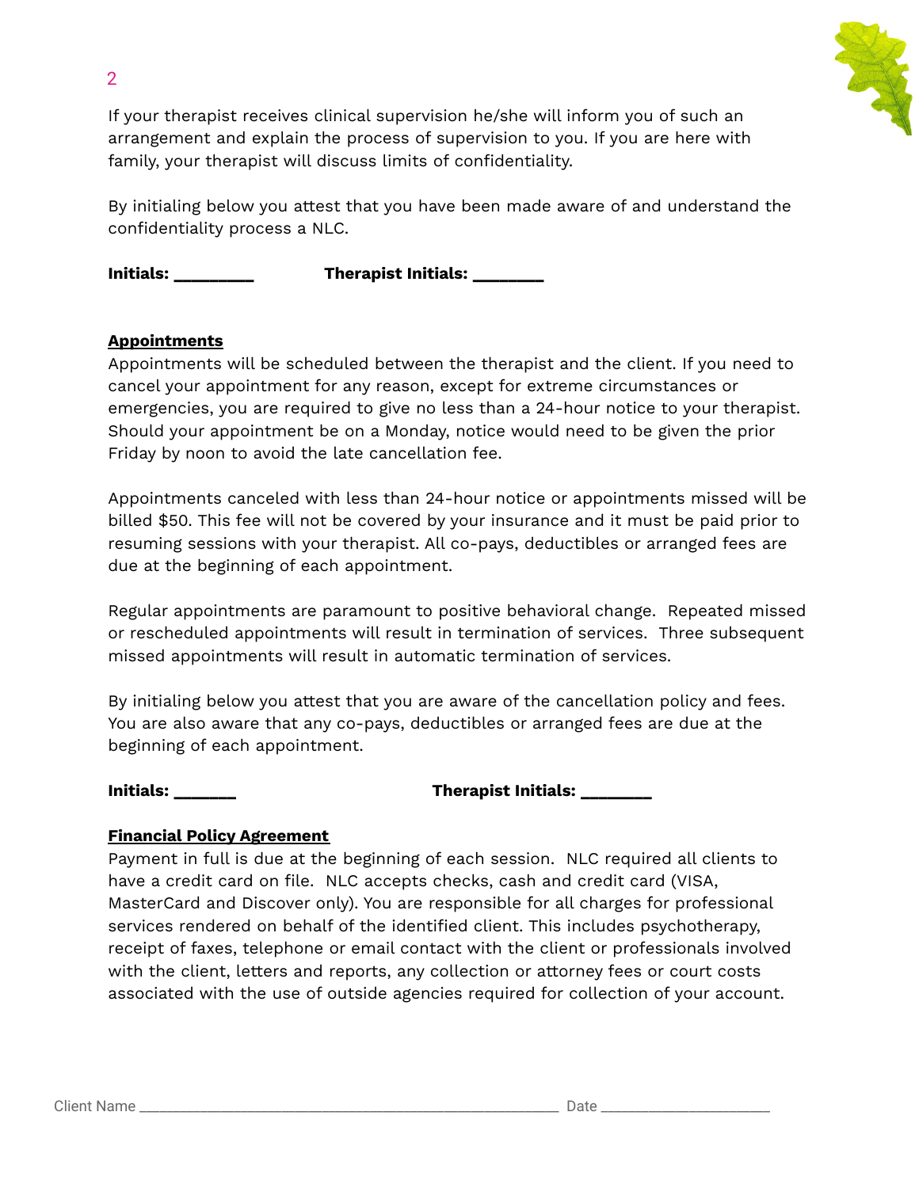If your therapist receives clinical supervision he/she will inform you of such an arrangement and explain the process of supervision to you. If you are here with family, your therapist will discuss limits of confidentiality.

By initialing below you attest that you have been made aware of and understand the confidentiality process a NLC.

**Initials: ________** **Therapist Initials: _______**

**Appointments**

Appointments will be scheduled between the therapist and the client. If you need to cancel your appointment for any reason, except for extreme circumstances or emergencies, you are required to give no less than a 24-hour notice to your therapist. Should your appointment be on a Monday, notice would need to be given the prior Friday by noon to avoid the late cancellation fee.

Appointments canceled with less than 24-hour notice or appointments missed will be billed $50. This fee will not be covered by your insurance and it must be paid prior to resuming sessions with your therapist. All co-pays, deductibles or arranged fees are due at the beginning of each appointment.

Regular appointments are paramount to positive behavioral change. Repeated missed or rescheduled appointments will result in termination of services. Three subsequent missed appointments will result in automatic termination of services.

By initialing below you attest that you are aware of the cancellation policy and fees. You are also aware that any co-pays, deductibles or arranged fees are due at the beginning of each appointment.

**Initials: ______** **Therapist Initials: _______**

**Financial Policy Agreement**

Payment in full is due at the beginning of each session. NLC required all clients to have a credit card on file. NLC accepts checks, cash and credit card (VISA, MasterCard and Discover only). You are responsible for all charges for professional services rendered on behalf of the identified client. This includes psychotherapy, receipt of faxes, telephone or email contact with the client or professionals involved with the client, letters and reports, any collection or attorney fees or court costs associated with the use of outside agencies required for collection of your account.

Client Name ______________________________________________ Date ___________________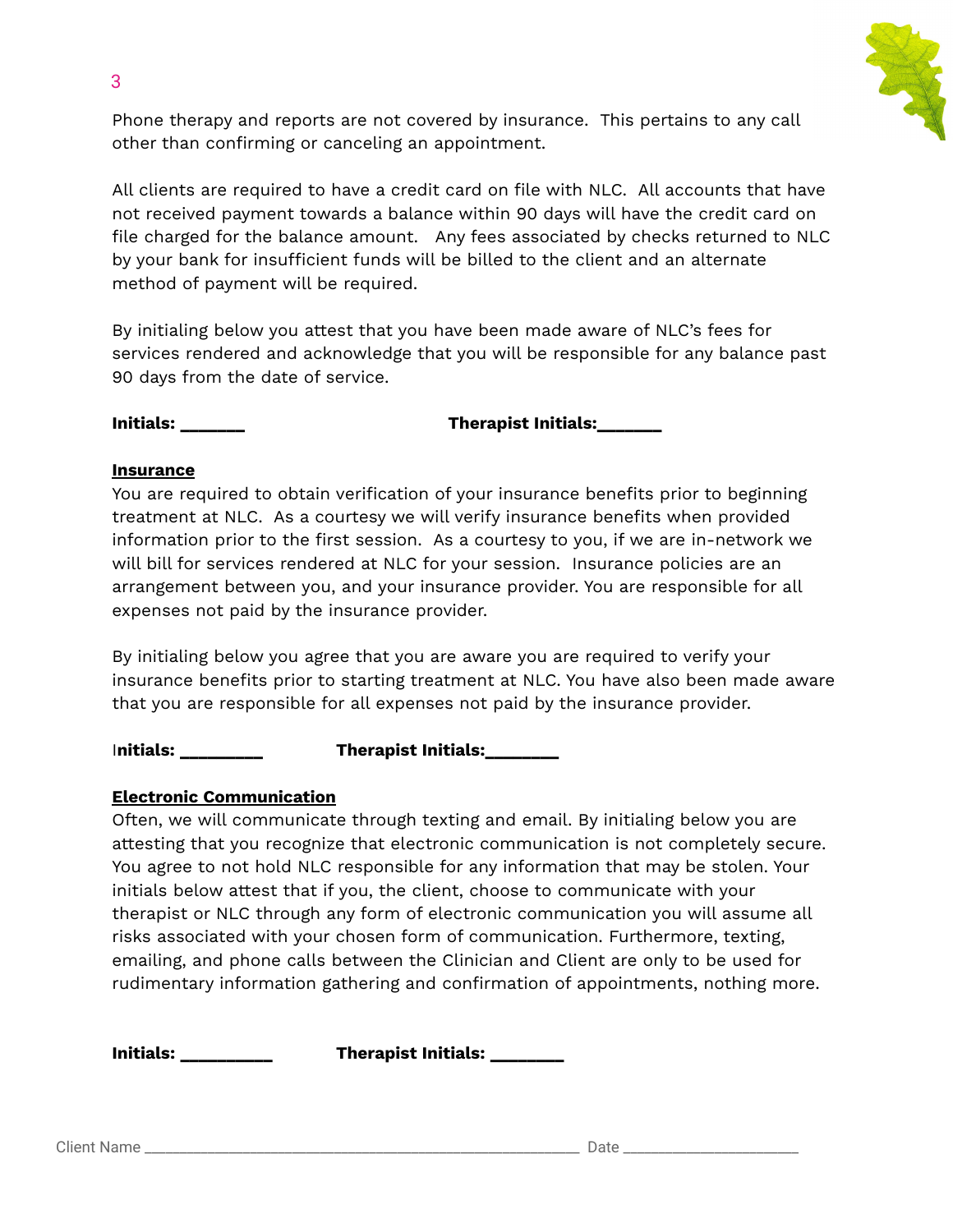Phone therapy and reports are not covered by insurance. This pertains to any call other than confirming or canceling an appointment.

All clients are required to have a credit card on file with NLC. All accounts that have not received payment towards a balance within 90 days will have the credit card on file charged for the balance amount. Any fees associated by checks returned to NLC by your bank for insufficient funds will be billed to the client and an alternate method of payment will be required.

By initialing below you attest that you have been made aware of NLC's fees for services rendered and acknowledge that you will be responsible for any balance past 90 days from the date of service.

**Initials: ______** **Therapist Initials:______**

**Insurance**

You are required to obtain verification of your insurance benefits prior to beginning treatment at NLC. As a courtesy we will verify insurance benefits when provided information prior to the first session. As a courtesy to you, if we are in-network we will bill for services rendered at NLC for your session. Insurance policies are an arrangement between you, and your insurance provider. You are responsible for all expenses not paid by the insurance provider.

By initialing below you agree that you are aware you are required to verify your insurance benefits prior to starting treatment at NLC. You have also been made aware that you are responsible for all expenses not paid by the insurance provider.

**Initials: ________** **Therapist Initials:_______**

**Electronic Communication**

Often, we will communicate through texting and email. By initialing below you are attesting that you recognize that electronic communication is not completely secure. You agree to not hold NLC responsible for any information that may be stolen. Your initials below attest that if you, the client, choose to communicate with your therapist or NLC through any form of electronic communication you will assume all risks associated with your chosen form of communication. Furthermore, texting, emailing, and phone calls between the Clinician and Client are only to be used for rudimentary information gathering and confirmation of appointments, nothing more.

**Initials: _________** **Therapist Initials: _______**

Client Name ______________________________________________ Date ____________________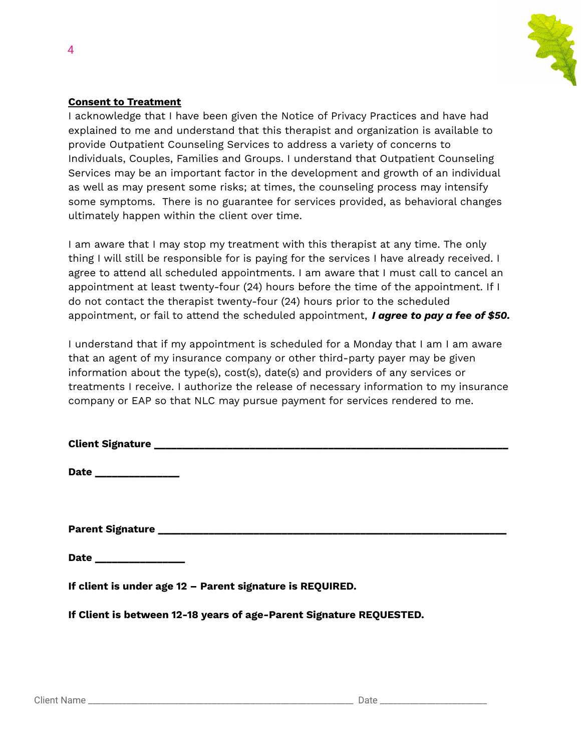**Consent to Treatment**

I acknowledge that I have been given the Notice of Privacy Practices and have had explained to me and understand that this therapist and organization is available to provide Outpatient Counseling Services to address a variety of concerns to Individuals, Couples, Families and Groups. I understand that Outpatient Counseling Services may be an important factor in the development and growth of an individual as well as may present some risks; at times, the counseling process may intensify some symptoms. There is no guarantee for services provided, as behavioral changes ultimately happen within the client over time.

I am aware that I may stop my treatment with this therapist at any time. The only thing I will still be responsible for is paying for the services I have already received. I agree to attend all scheduled appointments. I am aware that I must call to cancel an appointment at least twenty-four (24) hours before the time of the appointment. If I do not contact the therapist twenty-four (24) hours prior to the scheduled appointment, or fail to attend the scheduled appointment, ***I agree to pay a fee of $50.***

I understand that if my appointment is scheduled for a Monday that I am I am aware that an agent of my insurance company or other third-party payer may be given information about the type(s), cost(s), date(s) and providers of any services or treatments I receive. I authorize the release of necessary information to my insurance company or EAP so that NLC may pursue payment for services rendered to me.

**Client Signature** ____________________________________________

**Date** ______________

**Parent Signature** ____________________________________________

**Date** ______________

**If client is under age 12 – Parent signature is REQUIRED.**

**If Client is between 12-18 years of age-Parent Signature REQUESTED.**

Client Name ____________________________________________ Date ____________________